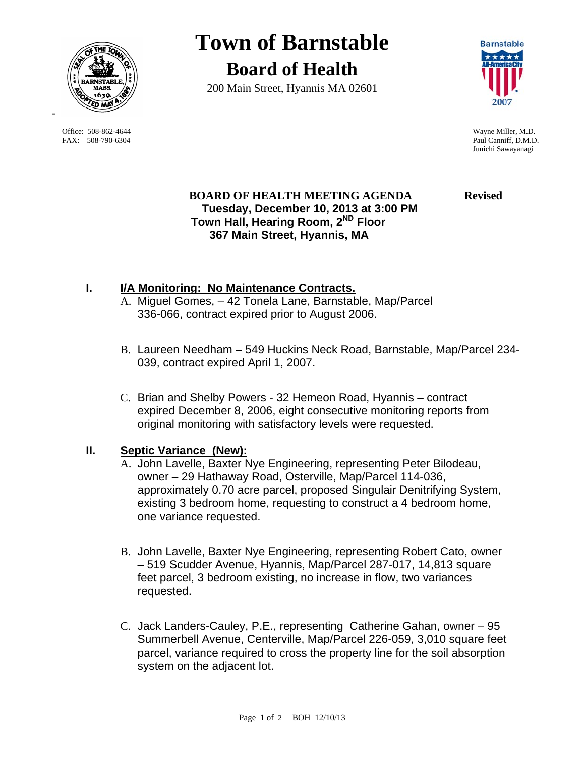# Town of Barnstable

## Board of Health

200 Main Street, Hyannis MA 02601

Office: 508-862-4644
FAX: 508-790-6304

Wayne Miller, M.D.
Paul Canniff, D.M.D.
Junichi Sawayanagi

**BOARD OF HEALTH MEETING AGENDA** **Revised**
**Tuesday, December 10, 2013 at 3:00 PM**
**Town Hall, Hearing Room, 2ND Floor**
**367 Main Street, Hyannis, MA**

## I. I/A Monitoring: No Maintenance Contracts.

A. Miguel Gomes, – 42 Tonela Lane, Barnstable, Map/Parcel 336-066, contract expired prior to August 2006.

B. Laureen Needham – 549 Huckins Neck Road, Barnstable, Map/Parcel 234-039, contract expired April 1, 2007.

C. Brian and Shelby Powers - 32 Hemeon Road, Hyannis – contract expired December 8, 2006, eight consecutive monitoring reports from original monitoring with satisfactory levels were requested.

## II. Septic Variance (New):

A. John Lavelle, Baxter Nye Engineering, representing Peter Bilodeau, owner – 29 Hathaway Road, Osterville, Map/Parcel 114-036, approximately 0.70 acre parcel, proposed Singulair Denitrifying System, existing 3 bedroom home, requesting to construct a 4 bedroom home, one variance requested.

B. John Lavelle, Baxter Nye Engineering, representing Robert Cato, owner – 519 Scudder Avenue, Hyannis, Map/Parcel 287-017, 14,813 square feet parcel, 3 bedroom existing, no increase in flow, two variances requested.

C. Jack Landers-Cauley, P.E., representing Catherine Gahan, owner – 95 Summerbell Avenue, Centerville, Map/Parcel 226-059, 3,010 square feet parcel, variance required to cross the property line for the soil absorption system on the adjacent lot.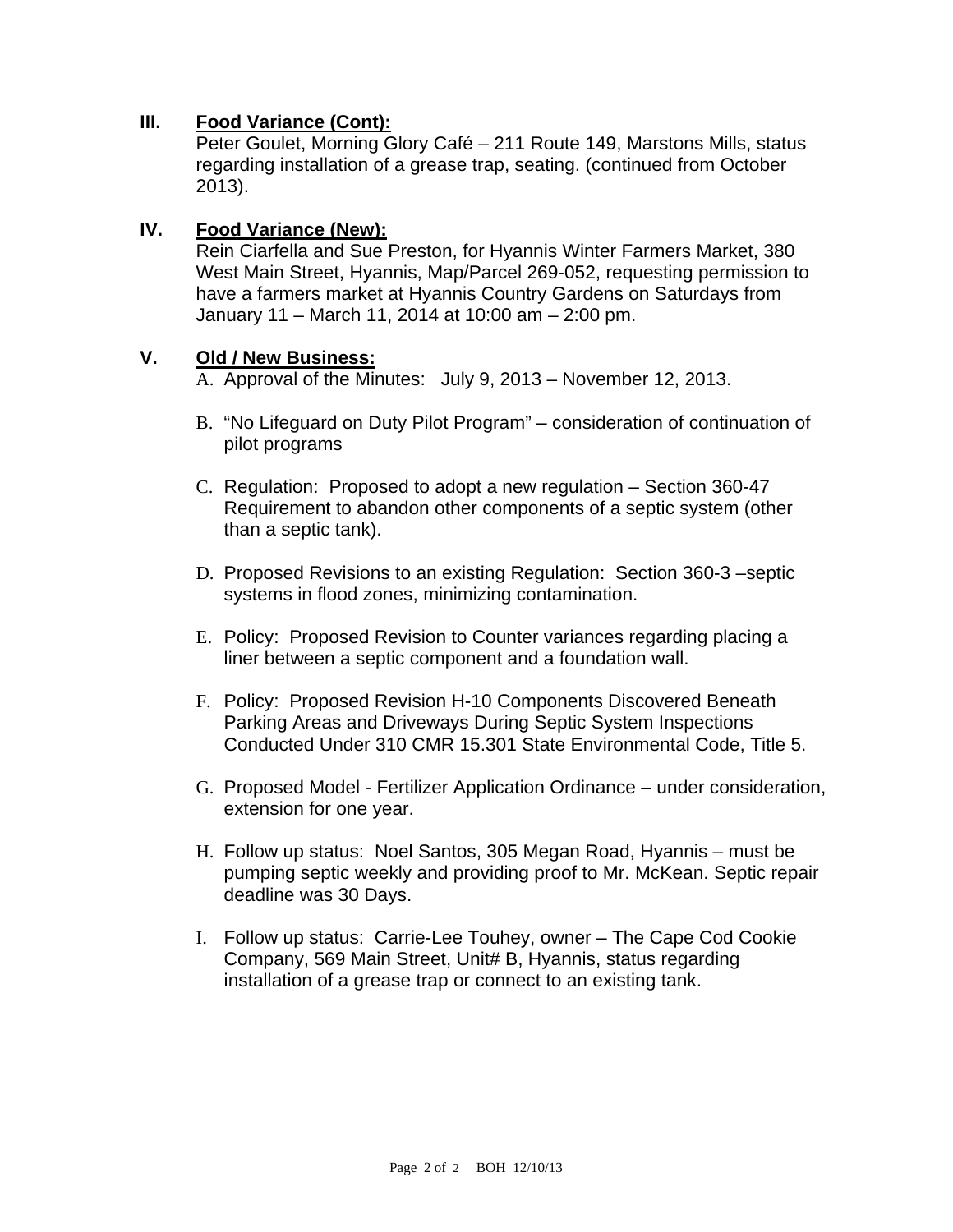## III. Food Variance (Cont):

Peter Goulet, Morning Glory Café – 211 Route 149, Marstons Mills, status regarding installation of a grease trap, seating. (continued from October 2013).

## IV. Food Variance (New):

Rein Ciarfella and Sue Preston, for Hyannis Winter Farmers Market, 380 West Main Street, Hyannis, Map/Parcel 269-052, requesting permission to have a farmers market at Hyannis Country Gardens on Saturdays from January 11 – March 11, 2014 at 10:00 am – 2:00 pm.

## V. Old / New Business:

A. Approval of the Minutes: July 9, 2013 – November 12, 2013.

B. "No Lifeguard on Duty Pilot Program" – consideration of continuation of pilot programs

C. Regulation: Proposed to adopt a new regulation – Section 360-47 Requirement to abandon other components of a septic system (other than a septic tank).

D. Proposed Revisions to an existing Regulation: Section 360-3 –septic systems in flood zones, minimizing contamination.

E. Policy: Proposed Revision to Counter variances regarding placing a liner between a septic component and a foundation wall.

F. Policy: Proposed Revision H-10 Components Discovered Beneath Parking Areas and Driveways During Septic System Inspections Conducted Under 310 CMR 15.301 State Environmental Code, Title 5.

G. Proposed Model - Fertilizer Application Ordinance – under consideration, extension for one year.

H. Follow up status: Noel Santos, 305 Megan Road, Hyannis – must be pumping septic weekly and providing proof to Mr. McKean. Septic repair deadline was 30 Days.

I. Follow up status: Carrie-Lee Touhey, owner – The Cape Cod Cookie Company, 569 Main Street, Unit# B, Hyannis, status regarding installation of a grease trap or connect to an existing tank.